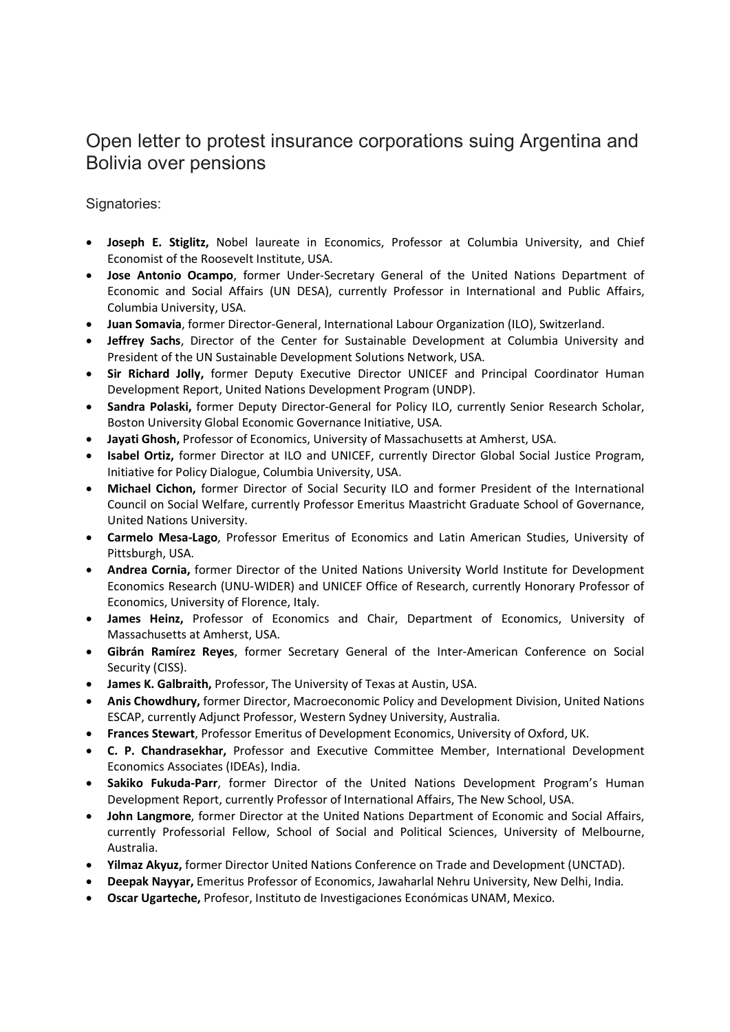# Open letter to protest insurance corporations suing Argentina and Bolivia over pensions

Signatories:

- **Joseph E. Stiglitz,** Nobel laureate in Economics, Professor at Columbia University, and Chief Economist of the Roosevelt Institute, USA.
- **Jose Antonio Ocampo**, former Under-Secretary General of the United Nations Department of Economic and Social Affairs (UN DESA), currently Professor in International and Public Affairs, Columbia University, USA.
- **Juan Somavia**, former Director-General, International Labour Organization (ILO), Switzerland.
- **Jeffrey Sachs**, Director of the Center for Sustainable Development at Columbia University and President of the UN Sustainable Development Solutions Network, USA.
- **Sir Richard Jolly,** former Deputy Executive Director UNICEF and Principal Coordinator Human Development Report, United Nations Development Program (UNDP).
- **Sandra Polaski,** former Deputy Director-General for Policy ILO, currently Senior Research Scholar, Boston University Global Economic Governance Initiative, USA.
- **Jayati Ghosh,** Professor of Economics, University of Massachusetts at Amherst, USA.
- **Isabel Ortiz,** former Director at ILO and UNICEF, currently Director Global Social Justice Program, Initiative for Policy Dialogue, Columbia University, USA.
- **Michael Cichon,** former Director of Social Security ILO and former President of the International Council on Social Welfare, currently Professor Emeritus Maastricht Graduate School of Governance, United Nations University.
- **Carmelo Mesa-Lago**, Professor Emeritus of Economics and Latin American Studies, University of Pittsburgh, USA.
- **Andrea Cornia,** former Director of the United Nations University World Institute for Development Economics Research (UNU-WIDER) and UNICEF Office of Research, currently Honorary Professor of Economics, University of Florence, Italy.
- **James Heinz,** Professor of Economics and Chair, Department of Economics, University of Massachusetts at Amherst, USA.
- **Gibrán Ramírez Reyes**, former Secretary General of the Inter-American Conference on Social Security (CISS).
- **James K. Galbraith,** Professor, The University of Texas at Austin, USA.
- **Anis Chowdhury,** former Director, Macroeconomic Policy and Development Division, United Nations ESCAP, currently Adjunct Professor, Western Sydney University, Australia.
- **Frances Stewart**, Professor Emeritus of Development Economics, University of Oxford, UK.
- **C. P. Chandrasekhar,** Professor and Executive Committee Member, International Development Economics Associates (IDEAs), India.
- **Sakiko Fukuda-Parr**, former Director of the United Nations Development Program's Human Development Report, currently Professor of International Affairs, The New School, USA.
- **John Langmore**, former Director at the United Nations Department of Economic and Social Affairs, currently Professorial Fellow, School of Social and Political Sciences, University of Melbourne, Australia.
- **Yilmaz Akyuz,** former Director United Nations Conference on Trade and Development (UNCTAD).
- **Deepak Nayyar,** Emeritus Professor of Economics, Jawaharlal Nehru University, New Delhi, India.
- **Oscar Ugarteche,** Profesor, Instituto de Investigaciones Económicas UNAM, Mexico.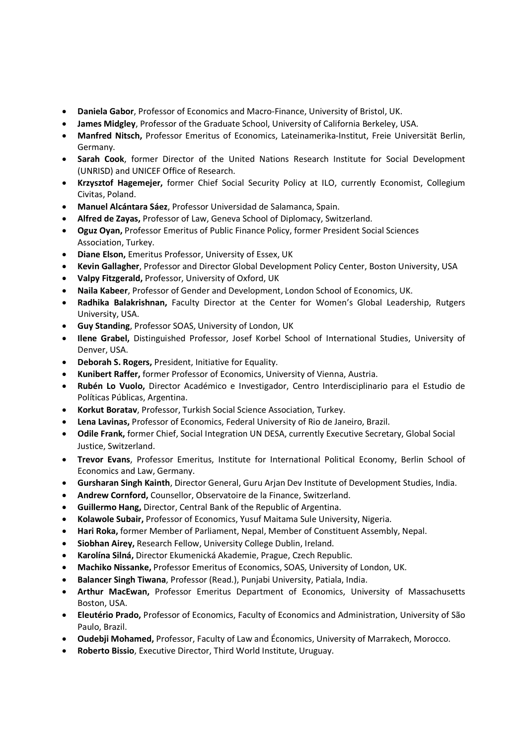- **Daniela Gabor**, Professor of Economics and Macro-Finance, University of Bristol, UK.
- **James Midgley**, Professor of the Graduate School, University of California Berkeley, USA.
- **Manfred Nitsch,** Professor Emeritus of Economics, Lateinamerika-Institut, Freie Universität Berlin, Germany.
- **Sarah Cook**, former Director of the United Nations Research Institute for Social Development (UNRISD) and UNICEF Office of Research.
- **Krzysztof Hagemejer,** former Chief Social Security Policy at ILO, currently Economist, Collegium Civitas, Poland.
- **Manuel Alcántara Sáez**, Professor Universidad de Salamanca, Spain.
- **Alfred de Zayas,** Professor of Law, Geneva School of Diplomacy, Switzerland.
- **Oguz Oyan,** Professor Emeritus of Public Finance Policy, former President Social Sciences Association, Turkey.
- **Diane Elson,** Emeritus Professor, University of Essex, UK
- **Kevin Gallagher**, Professor and Director Global Development Policy Center, Boston University, USA
- **Valpy Fitzgerald,** Professor, University of Oxford, UK
- **Naila Kabeer**, Professor of Gender and Development, London School of Economics, UK.
- **Radhika Balakrishnan,** Faculty Director at the Center for Women's Global Leadership, Rutgers University, USA.
- **Guy Standing**, Professor SOAS, University of London, UK
- **Ilene Grabel,** Distinguished Professor, Josef Korbel School of International Studies, University of Denver, USA.
- **Deborah S. Rogers,** President, Initiative for Equality.
- **Kunibert Raffer,** former Professor of Economics, University of Vienna, Austria.
- **Rubén Lo Vuolo,** Director Académico e Investigador, Centro Interdisciplinario para el Estudio de Políticas Públicas, Argentina.
- **Korkut Boratav**, Professor, Turkish Social Science Association, Turkey.
- **Lena Lavinas,** Professor of Economics, Federal University of Rio de Janeiro, Brazil.
- **Odile Frank,** former Chief, Social Integration UN DESA, currently Executive Secretary, Global Social Justice, Switzerland.
- **Trevor Evans**, Professor Emeritus, Institute for International Political Economy, Berlin School of Economics and Law, Germany.
- **Gursharan Singh Kainth**, Director General, Guru Arjan Dev Institute of Development Studies, India.
- **Andrew Cornford,** Counsellor, Observatoire de la Finance, Switzerland.
- **Guillermo Hang,** Director, Central Bank of the Republic of Argentina.
- **Kolawole Subair,** Professor of Economics, Yusuf Maitama Sule University, Nigeria.
- **Hari Roka,** former Member of Parliament, Nepal, Member of Constituent Assembly, Nepal.
- **Siobhan Airey,** Research Fellow, University College Dublin, Ireland.
- **Karolína Silná,** Director Ekumenická Akademie, Prague, Czech Republic.
- **Machiko Nissanke,** Professor Emeritus of Economics, SOAS, University of London, UK.
- **Balancer Singh Tiwana**, Professor (Read.), Punjabi University, Patiala, India.
- **Arthur MacEwan,** Professor Emeritus Department of Economics, University of Massachusetts Boston, USA.
- **Eleutério Prado,** Professor of Economics, Faculty of Economics and Administration, University of São Paulo, Brazil.
- **Oudebji Mohamed,** Professor, Faculty of Law and Économics, University of Marrakech, Morocco.
- **Roberto Bissio**, Executive Director, Third World Institute, Uruguay.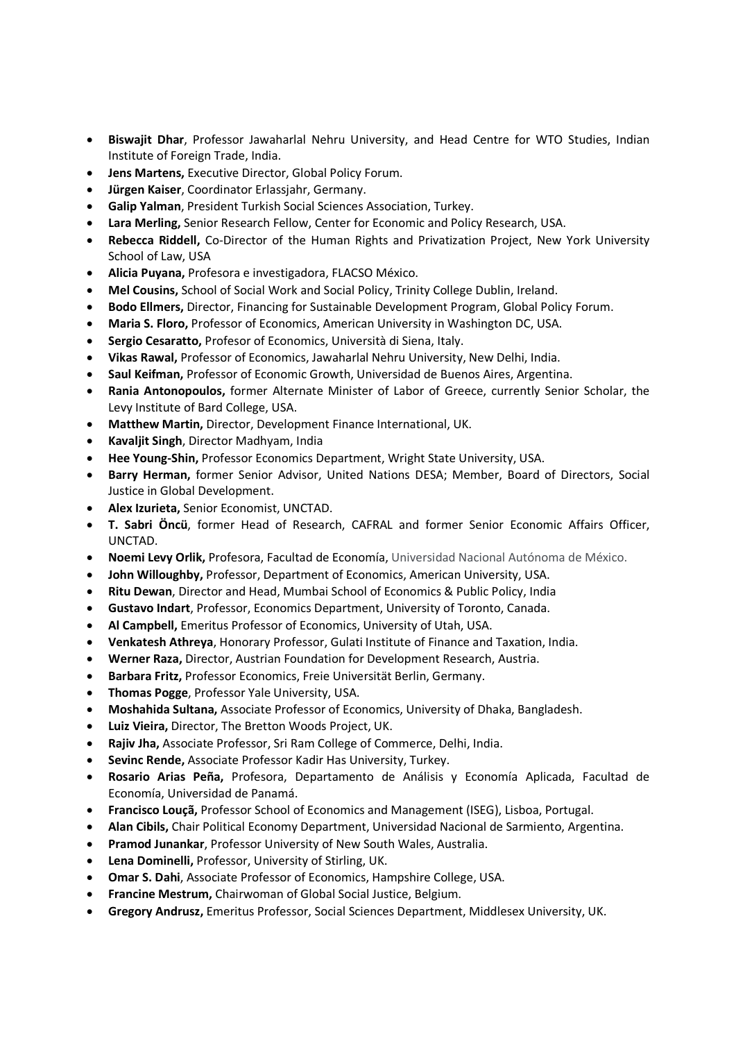- **Biswajit Dhar**, Professor Jawaharlal Nehru University, and Head Centre for WTO Studies, Indian Institute of Foreign Trade, India.
- **Jens Martens,** Executive Director, Global Policy Forum.
- **Jürgen Kaiser**, Coordinator Erlassjahr, Germany.
- **Galip Yalman**, President Turkish Social Sciences Association, Turkey.
- **Lara Merling,** Senior Research Fellow, Center for Economic and Policy Research, USA.
- **Rebecca Riddell,** Co-Director of the Human Rights and Privatization Project, New York University School of Law, USA
- **Alicia Puyana,** Profesora e investigadora, FLACSO México.
- **Mel Cousins,** School of Social Work and Social Policy, Trinity College Dublin, Ireland.
- **Bodo Ellmers,** Director, Financing for Sustainable Development Program, Global Policy Forum.
- **Maria S. Floro,** Professor of Economics, American University in Washington DC, USA.
- **Sergio Cesaratto,** Profesor of Economics, Università di Siena, Italy.
- **Vikas Rawal,** Professor of Economics, Jawaharlal Nehru University, New Delhi, India.
- **Saul Keifman,** Professor of Economic Growth, Universidad de Buenos Aires, Argentina.
- **Rania Antonopoulos,** former Alternate Minister of Labor of Greece, currently Senior Scholar, the Levy Institute of Bard College, USA.
- **Matthew Martin,** Director, Development Finance International, UK.
- **Kavaljit Singh**, Director Madhyam, India
- **Hee Young-Shin,** Professor Economics Department, Wright State University, USA.
- **Barry Herman,** former Senior Advisor, United Nations DESA; Member, Board of Directors, Social Justice in Global Development.
- **Alex Izurieta,** Senior Economist, UNCTAD.
- **T. Sabri Öncü**, former Head of Research, CAFRAL and former Senior Economic Affairs Officer, UNCTAD.
- **Noemi Levy Orlik,** Profesora, Facultad de Economía, Universidad Nacional Autónoma de México.
- **John Willoughby,** Professor, Department of Economics, American University, USA.
- **Ritu Dewan**, Director and Head, Mumbai School of Economics & Public Policy, India
- **Gustavo Indart**, Professor, Economics Department, University of Toronto, Canada.
- **Al Campbell,** Emeritus Professor of Economics, University of Utah, USA.
- **Venkatesh Athreya**, Honorary Professor, Gulati Institute of Finance and Taxation, India.
- **Werner Raza,** Director, Austrian Foundation for Development Research, Austria.
- **Barbara Fritz,** Professor Economics, Freie Universität Berlin, Germany.
- **Thomas Pogge**, Professor Yale University, USA.
- **Moshahida Sultana,** Associate Professor of Economics, University of Dhaka, Bangladesh.
- **Luiz Vieira,** Director, The Bretton Woods Project, UK.
- **Rajiv Jha,** Associate Professor, Sri Ram College of Commerce, Delhi, India.
- **Sevinc Rende,** Associate Professor Kadir Has University, Turkey.
- **Rosario Arias Peña,** Profesora, Departamento de Análisis y Economía Aplicada, Facultad de Economía, Universidad de Panamá.
- **Francisco Louçã,** Professor School of Economics and Management (ISEG), Lisboa, Portugal.
- **Alan Cibils,** Chair Political Economy Department, Universidad Nacional de Sarmiento, Argentina.
- **Pramod Junankar**, Professor University of New South Wales, Australia.
- **Lena Dominelli,** Professor, University of Stirling, UK.
- **Omar S. Dahi**, Associate Professor of Economics, Hampshire College, USA.
- **Francine Mestrum,** Chairwoman of Global Social Justice, Belgium.
- **Gregory Andrusz,** Emeritus Professor, Social Sciences Department, Middlesex University, UK.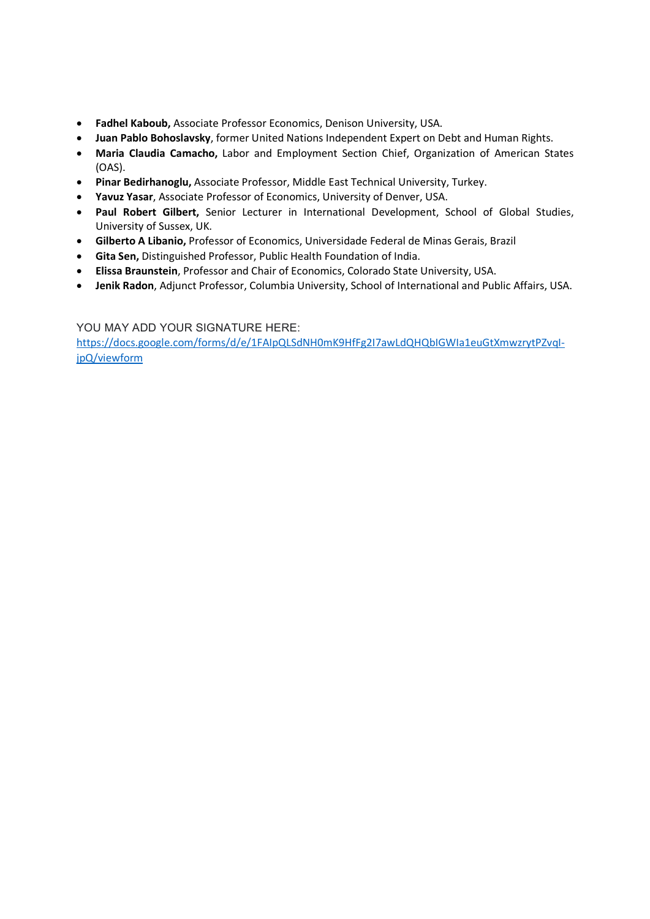- **Fadhel Kaboub,** Associate Professor Economics, Denison University, USA.
- **Juan Pablo Bohoslavsky**, former United Nations Independent Expert on Debt and Human Rights.
- **Maria Claudia Camacho,** Labor and Employment Section Chief, Organization of American States (OAS).
- **Pinar Bedirhanoglu,** Associate Professor, Middle East Technical University, Turkey.
- **Yavuz Yasar**, Associate Professor of Economics, University of Denver, USA.
- **Paul Robert Gilbert,** Senior Lecturer in International Development, School of Global Studies, University of Sussex, UK.
- **Gilberto A Libanio,** Professor of Economics, Universidade Federal de Minas Gerais, Brazil
- **Gita Sen,** Distinguished Professor, Public Health Foundation of India.
- **Elissa Braunstein**, Professor and Chair of Economics, Colorado State University, USA.
- **Jenik Radon**, Adjunct Professor, Columbia University, School of International and Public Affairs, USA.

YOU MAY ADD YOUR SIGNATURE HERE:
[https://docs.google.com/forms/d/e/1FAIpQLSdNH0mK9HfFg2I7awLdQHQbIGWIa1euGtXmwzrytPZvqI-jpQ/viewform](https://docs.google.com/forms/d/e/1FAIpQLSdNH0mK9HfFg2I7awLdQHQbIGWIa1euGtXmwzrytPZvqI-jpQ/viewform)